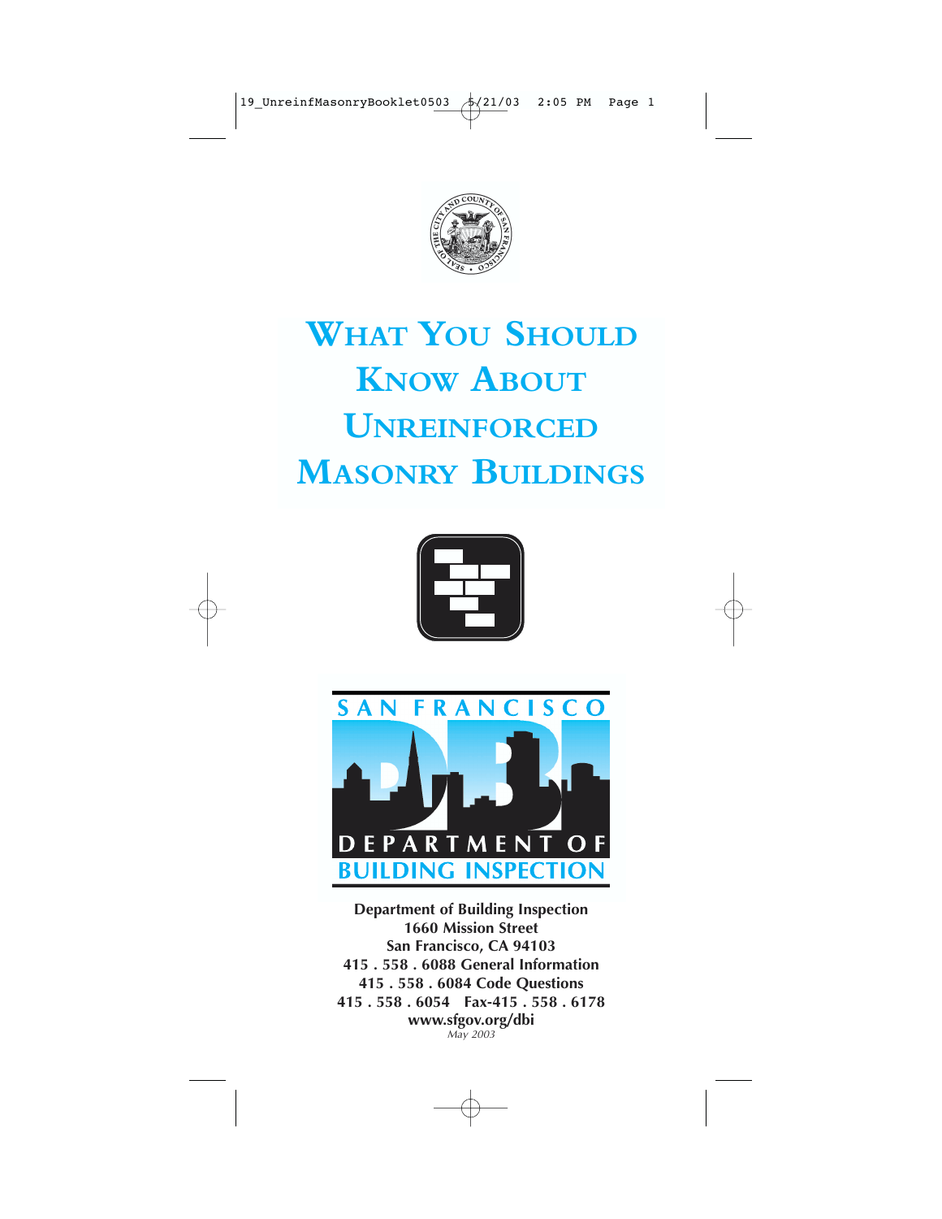# What You Should Know About Unreinforced Masonry Buildings

SAN FRANCISCO

DEPARTMENT OF

BUILDING INSPECTION

**Department of Building Inspection**
**1660 Mission Street**
**San Francisco, CA 94103**
**415 . 558 . 6088 General Information**
**415 . 558 . 6084 Code Questions**
**415 . 558 . 6054 Fax-415 . 558 . 6178**
**www.sfgov.org/dbi**
*May 2003*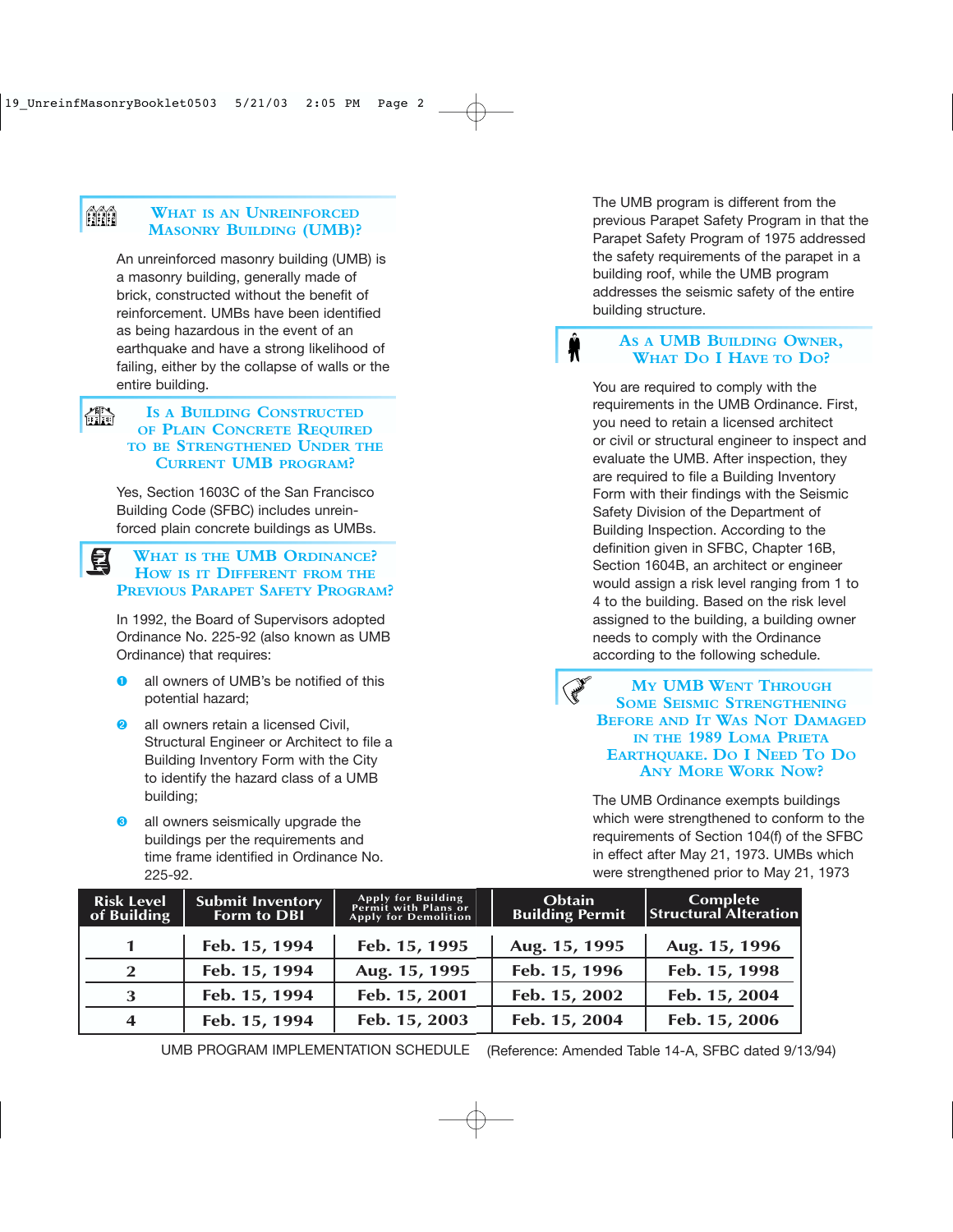## What is an Unreinforced Masonry Building (UMB)?

An unreinforced masonry building (UMB) is a masonry building, generally made of brick, constructed without the benefit of reinforcement. UMBs have been identified as being hazardous in the event of an earthquake and have a strong likelihood of failing, either by the collapse of walls or the entire building.

## Is a Building Constructed of Plain Concrete Required to be Strengthened Under the Current UMB Program?

Yes, Section 1603C of the San Francisco Building Code (SFBC) includes unreinforced plain concrete buildings as UMBs.

## What is the UMB Ordinance? How is it Different from the Previous Parapet Safety Program?

In 1992, the Board of Supervisors adopted Ordinance No. 225-92 (also known as UMB Ordinance) that requires:

1. all owners of UMB's be notified of this potential hazard;
2. all owners retain a licensed Civil, Structural Engineer or Architect to file a Building Inventory Form with the City to identify the hazard class of a UMB building;
3. all owners seismically upgrade the buildings per the requirements and time frame identified in Ordinance No. 225-92.

The UMB program is different from the previous Parapet Safety Program in that the Parapet Safety Program of 1975 addressed the safety requirements of the parapet in a building roof, while the UMB program addresses the seismic safety of the entire building structure.

## As a UMB Building Owner, What Do I Have to Do?

You are required to comply with the requirements in the UMB Ordinance. First, you need to retain a licensed architect or civil or structural engineer to inspect and evaluate the UMB. After inspection, they are required to file a Building Inventory Form with their findings with the Seismic Safety Division of the Department of Building Inspection. According to the definition given in SFBC, Chapter 16B, Section 1604B, an architect or engineer would assign a risk level ranging from 1 to 4 to the building. Based on the risk level assigned to the building, a building owner needs to comply with the Ordinance according to the following schedule.

## My UMB Went Through Some Seismic Strengthening Before and It Was Not Damaged in the 1989 Loma Prieta Earthquake. Do I Need To Do Any More Work Now?

The UMB Ordinance exempts buildings which were strengthened to conform to the requirements of Section 104(f) of the SFBC in effect after May 21, 1973. UMBs which were strengthened prior to May 21, 1973

| Risk Level of Building | Submit Inventory Form to DBI | Apply for Building Permit with Plans or Apply for Demolition | Obtain Building Permit | Complete Structural Alteration |
|---|---|---|---|---|
| 1 | Feb. 15, 1994 | Feb. 15, 1995 | Aug. 15, 1995 | Aug. 15, 1996 |
| 2 | Feb. 15, 1994 | Aug. 15, 1995 | Feb. 15, 1996 | Feb. 15, 1998 |
| 3 | Feb. 15, 1994 | Feb. 15, 2001 | Feb. 15, 2002 | Feb. 15, 2004 |
| 4 | Feb. 15, 1994 | Feb. 15, 2003 | Feb. 15, 2004 | Feb. 15, 2006 |

UMB PROGRAM IMPLEMENTATION SCHEDULE (Reference: Amended Table 14-A, SFBC dated 9/13/94)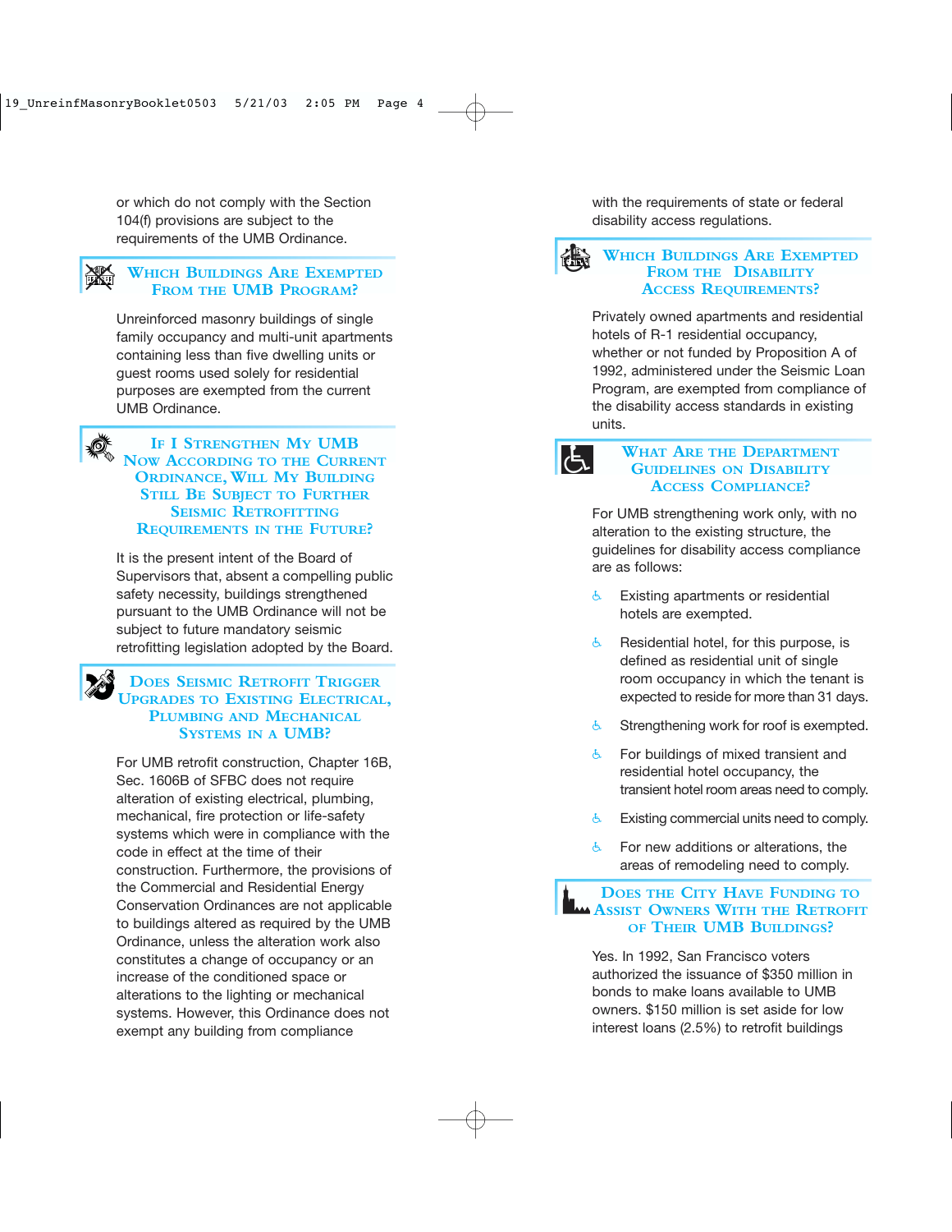or which do not comply with the Section 104(f) provisions are subject to the requirements of the UMB Ordinance.

## Which Buildings Are Exempted From the UMB Program?

Unreinforced masonry buildings of single family occupancy and multi-unit apartments containing less than five dwelling units or guest rooms used solely for residential purposes are exempted from the current UMB Ordinance.

## If I Strengthen My UMB Now According to the Current Ordinance, Will My Building Still Be Subject to Further Seismic Retrofitting Requirements in the Future?

It is the present intent of the Board of Supervisors that, absent a compelling public safety necessity, buildings strengthened pursuant to the UMB Ordinance will not be subject to future mandatory seismic retrofitting legislation adopted by the Board.

## Does Seismic Retrofit Trigger Upgrades to Existing Electrical, Plumbing and Mechanical Systems in a UMB?

For UMB retrofit construction, Chapter 16B, Sec. 1606B of SFBC does not require alteration of existing electrical, plumbing, mechanical, fire protection or life-safety systems which were in compliance with the code in effect at the time of their construction. Furthermore, the provisions of the Commercial and Residential Energy Conservation Ordinances are not applicable to buildings altered as required by the UMB Ordinance, unless the alteration work also constitutes a change of occupancy or an increase of the conditioned space or alterations to the lighting or mechanical systems. However, this Ordinance does not exempt any building from compliance with the requirements of state or federal disability access regulations.

## Which Buildings Are Exempted From the Disability Access Requirements?

Privately owned apartments and residential hotels of R-1 residential occupancy, whether or not funded by Proposition A of 1992, administered under the Seismic Loan Program, are exempted from compliance of the disability access standards in existing units.

## What Are the Department Guidelines on Disability Access Compliance?

For UMB strengthening work only, with no alteration to the existing structure, the guidelines for disability access compliance are as follows:

- Existing apartments or residential hotels are exempted.
- Residential hotel, for this purpose, is defined as residential unit of single room occupancy in which the tenant is expected to reside for more than 31 days.
- Strengthening work for roof is exempted.
- For buildings of mixed transient and residential hotel occupancy, the transient hotel room areas need to comply.
- Existing commercial units need to comply.
- For new additions or alterations, the areas of remodeling need to comply.

## Does the City Have Funding to Assist Owners With the Retrofit of Their UMB Buildings?

Yes. In 1992, San Francisco voters authorized the issuance of $350 million in bonds to make loans available to UMB owners. $150 million is set aside for low interest loans (2.5%) to retrofit buildings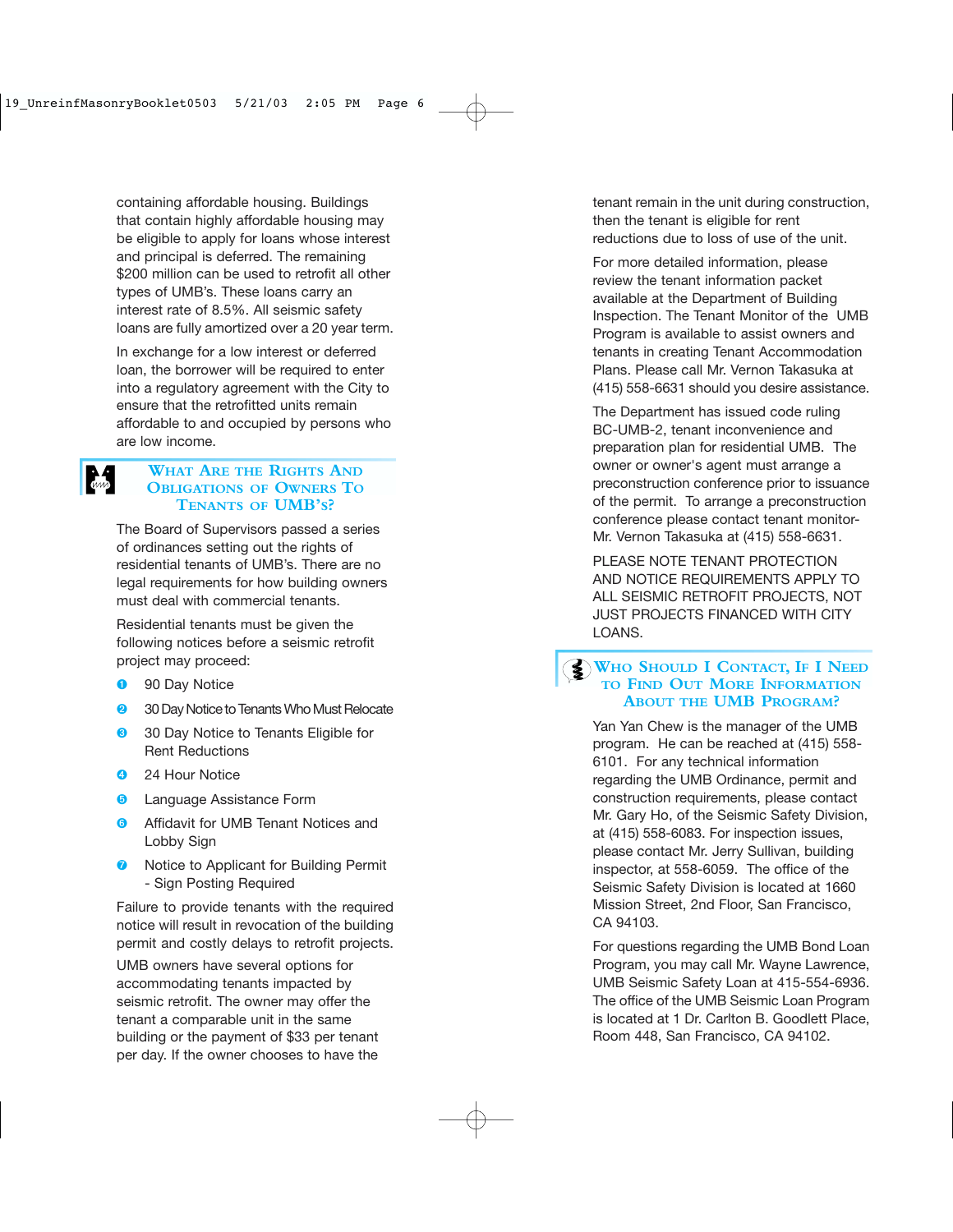containing affordable housing. Buildings that contain highly affordable housing may be eligible to apply for loans whose interest and principal is deferred. The remaining $200 million can be used to retrofit all other types of UMB's. These loans carry an interest rate of 8.5%. All seismic safety loans are fully amortized over a 20 year term.

In exchange for a low interest or deferred loan, the borrower will be required to enter into a regulatory agreement with the City to ensure that the retrofitted units remain affordable to and occupied by persons who are low income.

## What Are the Rights And Obligations of Owners To Tenants of UMB's?

The Board of Supervisors passed a series of ordinances setting out the rights of residential tenants of UMB's. There are no legal requirements for how building owners must deal with commercial tenants.

Residential tenants must be given the following notices before a seismic retrofit project may proceed:

1. 90 Day Notice
2. 30 Day Notice to Tenants Who Must Relocate
3. 30 Day Notice to Tenants Eligible for Rent Reductions
4. 24 Hour Notice
5. Language Assistance Form
6. Affidavit for UMB Tenant Notices and Lobby Sign
7. Notice to Applicant for Building Permit - Sign Posting Required

Failure to provide tenants with the required notice will result in revocation of the building permit and costly delays to retrofit projects.

UMB owners have several options for accommodating tenants impacted by seismic retrofit. The owner may offer the tenant a comparable unit in the same building or the payment of $33 per tenant per day. If the owner chooses to have the tenant remain in the unit during construction, then the tenant is eligible for rent reductions due to loss of use of the unit.

For more detailed information, please review the tenant information packet available at the Department of Building Inspection. The Tenant Monitor of the UMB Program is available to assist owners and tenants in creating Tenant Accommodation Plans. Please call Mr. Vernon Takasuka at (415) 558-6631 should you desire assistance.

The Department has issued code ruling BC-UMB-2, tenant inconvenience and preparation plan for residential UMB. The owner or owner's agent must arrange a preconstruction conference prior to issuance of the permit. To arrange a preconstruction conference please contact tenant monitor-Mr. Vernon Takasuka at (415) 558-6631.

PLEASE NOTE TENANT PROTECTION AND NOTICE REQUIREMENTS APPLY TO ALL SEISMIC RETROFIT PROJECTS, NOT JUST PROJECTS FINANCED WITH CITY LOANS.

## Who Should I Contact, If I Need to Find Out More Information About the UMB Program?

Yan Yan Chew is the manager of the UMB program. He can be reached at (415) 558-6101. For any technical information regarding the UMB Ordinance, permit and construction requirements, please contact Mr. Gary Ho, of the Seismic Safety Division, at (415) 558-6083. For inspection issues, please contact Mr. Jerry Sullivan, building inspector, at 558-6059. The office of the Seismic Safety Division is located at 1660 Mission Street, 2nd Floor, San Francisco, CA 94103.

For questions regarding the UMB Bond Loan Program, you may call Mr. Wayne Lawrence, UMB Seismic Safety Loan at 415-554-6936. The office of the UMB Seismic Loan Program is located at 1 Dr. Carlton B. Goodlett Place, Room 448, San Francisco, CA 94102.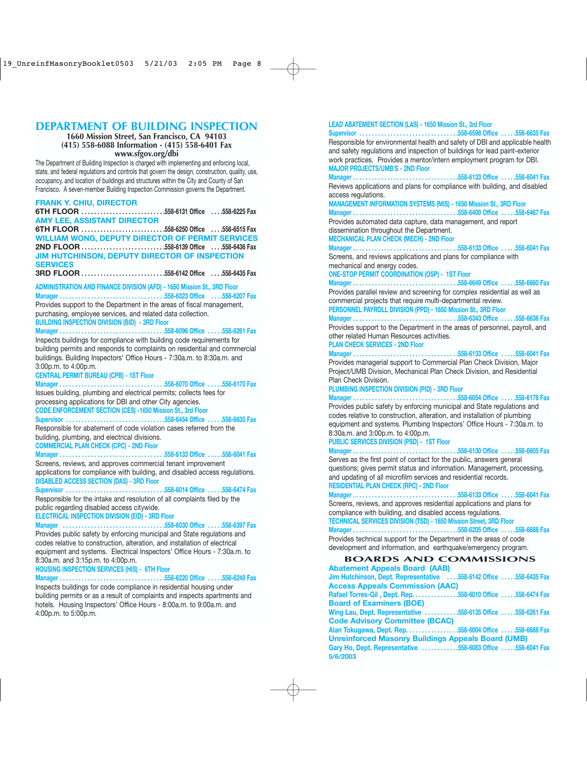# DEPARTMENT OF BUILDING INSPECTION

**1660 Mission Street, San Francisco, CA 94103**
**(415) 558-6088 Information - (415) 558-6401 Fax**
**www.sfgov.org/dbi**

The Department of Building Inspection is charged with implementing and enforcing local, state, and federal regulations and controls that govern the design, construction, quality, use, occupancy, and location of buildings and structures within the City and County of San Francisco. A seven-member Building Inspection Commission governs the Department.

**FRANK Y. CHIU, DIRECTOR**
**6TH FLOOR** ..........................558-6131 Office ....558-6225 Fax

**AMY LEE, ASSISTANT DIRECTOR**
**6TH FLOOR** ..........................558-6250 Office ....558-6515 Fax

**WILLIAM WONG, DEPUTY DIRECTOR OF PERMIT SERVICES**
**2ND FLOOR** ..........................558-6139 Office ....558-6436 Fax

**JIM HUTCHINSON, DEPUTY DIRECTOR OF INSPECTION SERVICES**
**3RD FLOOR** ..........................558-6142 Office ....558-6435 Fax

**ADMINISTRATION AND FINANCE DIVISION (AFD) - 1650 Mission St., 3RD Floor**
Manager ..........................558-6323 Office ....558-6207 Fax
Provides support to the Department in the areas of fiscal management, purchasing, employee services, and related data collection.

**BUILDING INSPECTION DIVISION (BID) - 3RD Floor**
Manager ..........................558-6096 Office .....558-6261 Fax
Inspects buildings for compliance with building code requirements for building permits and responds to complaints on residential and commercial buildings. Building Inspectors' Office Hours - 7:30a.m. to 8:30a.m. and 3:00p.m. to 4:00p.m.

**CENTRAL PERMIT BUREAU (CPB) - 1ST Floor**
Manager ..........................558-6070 Office .....558-6170 Fax
Issues building, plumbing and electrical permits; collects fees for processing applications for DBI and other City agencies.

**CODE ENFORCEMENT SECTION (CES) -1650 Mission St., 3rd Floor**
Supervisor ..........................558-6454 Office .....558-6635 Fax
Responsible for abatement of code violation cases referred from the building, plumbing, and electrical divisions.

**COMMERCIAL PLAN CHECK (CPC) - 2ND Floor**
Manager ..........................558-6133 Office .....558-6041 Fax
Screens, reviews, and approves commercial tenant improvement applications for compliance with building, and disabled access regulations.

**DISABLED ACCESS SECTION (DAS) - 3RD Floor**
Supervisor ..........................558-6014 Office .....558-6474 Fax
Responsible for the intake and resolution of all complaints filed by the public regarding disabled access citywide.

**ELECTRICAL INSPECTION DIVISION (EID) - 3RD Floor**
Manager ..........................558-6030 Office .....558-6397 Fax
Provides public safety by enforcing municipal and State regulations and codes relative to construction, alteration, and installation of electrical equipment and systems. Electrical Inspectors' Office Hours - 7:30a.m. to 8:30a.m. and 3:15p.m. to 4:00p.m.

**HOUSING INSPECTION SERVICES (HIS) - 6TH Floor**
Manager ..........................558-6220 Office .....558-6249 Fax
Inspects buildings for code compliance in residential housing under building permits or as a result of complaints and inspects apartments and hotels. Housing Inspectors' Office Hours - 8:00a.m. to 9:00a.m. and 4:00p.m. to 5:00p.m.

**LEAD ABATEMENT SECTION (LAS) - 1650 Mission St., 3rd Floor**
Supervisor ..........................558-6598 Office .....558-6635 Fax
Responsible for environmental health and safety of DBI and applicable health and safety regulations and inspection of buildings for lead paint-exterior work practices. Provides a mentor/intern employment program for DBI.

**MAJOR PROJECTS/UMB'S - 2ND Floor**
Manager ..........................558-6133 Office .....558-6041 Fax
Reviews applications and plans for compliance with building, and disabled access regulations.

**MANAGEMENT INFORMATION SYSTEMS (MIS) - 1650 Mission St., 3RD Floor**
Manager ..........................558-6400 Office .....558-6467 Fax
Provides automated data capture, data management, and report dissemination throughout the Department.

**MECHANICAL PLAN CHECK (MECH) - 2ND Floor**
Manager ..........................558-6133 Office .....558-6041 Fax
Screens, and reviews applications and plans for compliance with mechanical and energy codes.

**ONE-STOP PERMIT COORDINATION (OSP) - 1ST Floor**
Manager ..........................558-6649 Office .....558-6660 Fax
Provides parallel review and screening for complex residential as well as commercial projects that require multi-departmental review.

**PERSONNEL PAYROLL DIVISION (PPD) - 1650 Mission St., 3RD Floor**
Manager ..........................558-6343 Office .....558-6636 Fax
Provides support to the Department in the areas of personnel, payroll, and other related Human Resources activities.

**PLAN CHECK SERVICES - 2ND Floor**
Manager ..........................558-6133 Office .....558-6041 Fax
Provides managerial support to Commercial Plan Check Division, Major Project/UMB Division, Mechanical Plan Check Division, and Residential Plan Check Division.

**PLUMBING INSPECTION DIVISION (PID) - 3RD Floor**
Manager ..........................558-6054 Office .....558-6178 Fax
Provides public safety by enforcing municipal and State regulations and codes relative to construction, alteration, and installation of plumbing equipment and systems. Plumbing Inspectors' Office Hours - 7:30a.m. to 8:30a.m. and 3:00p.m. to 4:00p.m.

**PUBLIC SERVICES DIVISION (PSD) - 1ST Floor**
Manager ..........................558-6130 Office .....558-6605 Fax
Serves as the first point of contact for the public, answers general questions; gives permit status and information. Management, processing, and updating of all microfilm services and residential records.

**RESIDENTIAL PLAN CHECK (RPC) - 2ND Floor**
Manager ..........................558-6133 Office .....558-6041 Fax
Screens, reviews, and approves residential applications and plans for compliance with building, and disabled access regulations.

**TECHNICAL SERVICES DIVISION (TSD) - 1650 Mission Street, 3RD Floor**
Manager ..........................558-6205 Office .....558-6688 Fax
Provides technical support for the Department in the areas of code development and information, and earthquake/emergency program.

## BOARDS AND COMMISSIONS

**Abatement Appeals Board (AAB)**
Jim Hutchinson, Dept. Representative ....558-6142 Office .....558-6435 Fax

**Access Appeals Commission (AAC)**
Rafael Torres-Gil , Dept. Rep...............558-6010 Office .....558-6474 Fax

**Board of Examiners (BOE)**
Wing Lau, Dept. Representative ...........558-6135 Office .....558-6261 Fax

**Code Advisory Committee (BCAC)**
Alan Tokugawa, Dept. Rep.................558-6004 Office .....558-6688 Fax

**Unreinforced Masonry Buildings Appeals Board (UMB)**
Gary Ho, Dept. Representative ............558-6083 Office .....558-6041 Fax

5/6/2003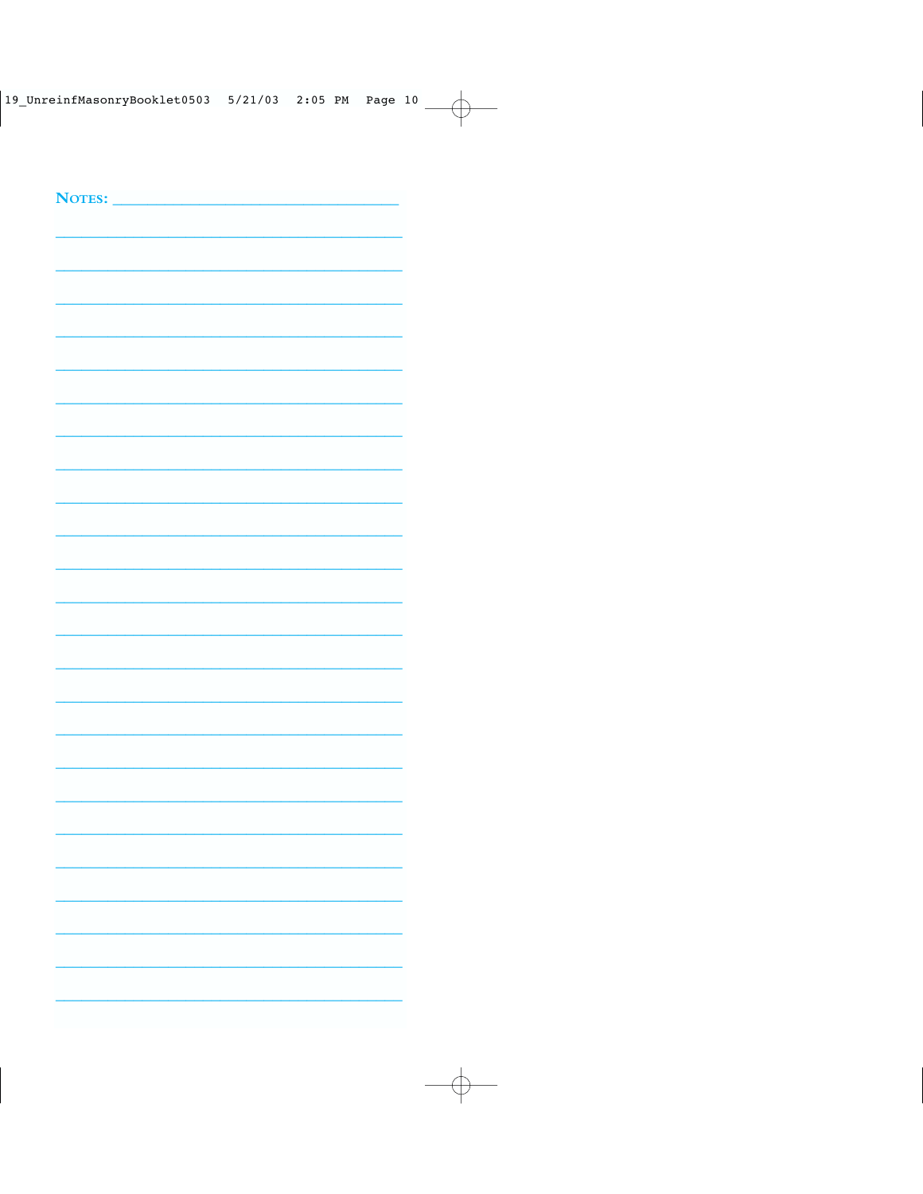NOTES: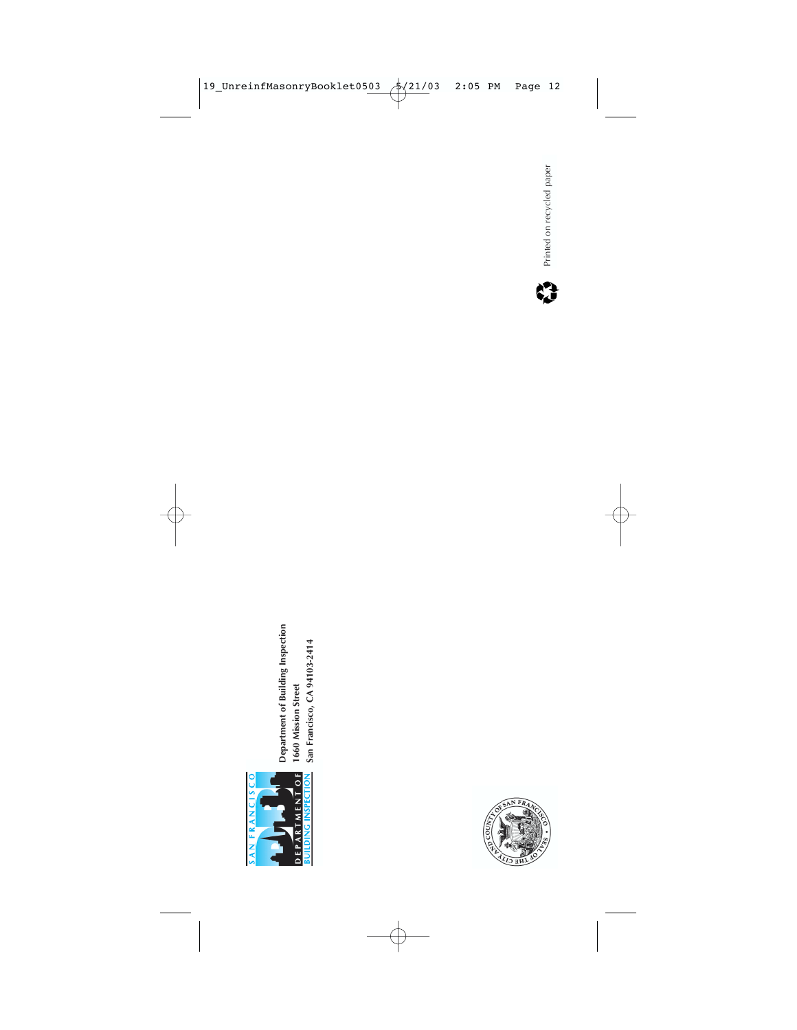SAN FRANCISCO DEPARTMENT OF BUILDING INSPECTION

**Department of Building Inspection**
**1660 Mission Street**
**San Francisco, CA 94103-2414**

SEAL OF THE CITY AND COUNTY OF SAN FRANCISCO

Printed on recycled paper